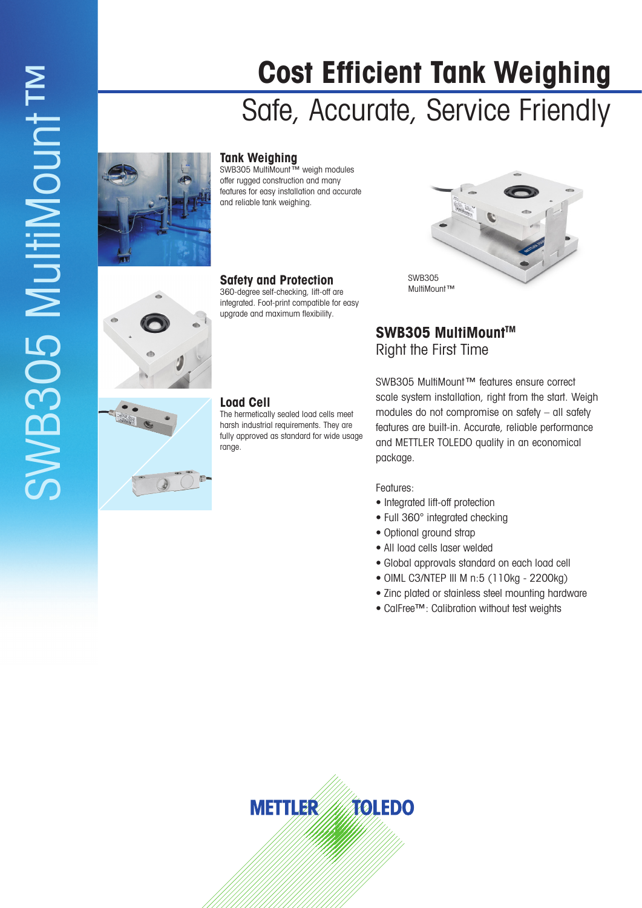# SWB305 MultiMount™

# Cost Efficient Tank Weighing

## Safe, Accurate, Service Friendly

### Tank Weighing

SWB305 MultiMount™ weigh modules offer rugged construction and many features for easy installation and accurate and reliable tank weighing.

### Safety and Protection

360-degree self-checking, lift-off are integrated. Foot-print compatible for easy upgrade and maximum flexibility.

### Load Cell

The hermetically sealed load cells meet harsh industrial requirements. They are fully approved as standard for wide usage range.

SWB305 MultiMount™

## SWB305 MultiMount™

Right the First Time

SWB305 MultiMount™ features ensure correct scale system installation, right from the start. Weigh modules do not compromise on safety – all safety features are built-in. Accurate, reliable performance and METTLER TOLEDO quality in an economical package.

Features:

- Integrated lift-off protection
- Full 360° integrated checking
- Optional ground strap
- All load cells laser welded
- Global approvals standard on each load cell
- OIML C3/NTEP III M n:5 (110kg - 2200kg)
- Zinc plated or stainless steel mounting hardware
- CalFree™: Calibration without test weights

METTLER TOLEDO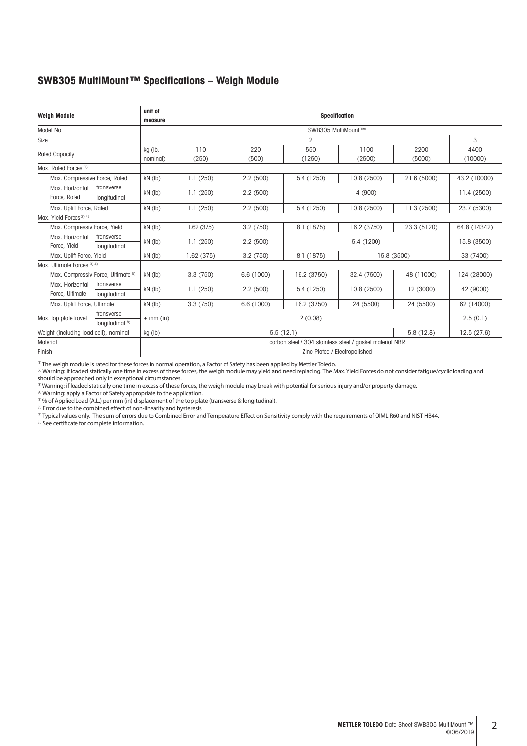## SWB305 MultiMount™ Specifications – Weigh Module

| Weigh Module | | unit of measure | Specification | | | | | |
|---|---|---|---|---|---|---|---|---|
| Model No. | | | SWB305 MultiMount™ | | | | | |
| Size | | | 2 | | | | | 3 |
| Rated Capacity | | kg (lb, nominal) | 110 (250) | 220 (500) | 550 (1250) | 1100 (2500) | 2200 (5000) | 4400 (10000) |
| Max. Rated Forces [1] | | | | | | | | |
| Max. Compressive Force, Rated | | kN (lb) | 1.1 (250) | 2.2 (500) | 5.4 (1250) | 10.8 (2500) | 21.6 (5000) | 43.2 (10000) |
| Max. Horizontal Force, Rated | transverse / longitudinal | kN (lb) | 1.1 (250) | 2.2 (500) | 4 (900) | | | 11.4 (2500) |
| Max. Uplift Force, Rated | | kN (lb) | 1.1 (250) | 2.2 (500) | 5.4 (1250) | 10.8 (2500) | 11.3 (2500) | 23.7 (5300) |
| Max. Yield Forces [2] [4] | | | | | | | | |
| Max. Compressiv Force, Yield | | kN (lb) | 1.62 (375) | 3.2 (750) | 8.1 (1875) | 16.2 (3750) | 23.3 (5120) | 64.8 (14342) |
| Max. Horizontal Force, Yield | transverse / longitudinal | kN (lb) | 1.1 (250) | 2.2 (500) | 5.4 (1200) | | | 15.8 (3500) |
| Max. Uplift Force, Yield | | kN (lb) | 1.62 (375) | 3.2 (750) | 8.1 (1875) | 15.8 (3500) | | 33 (7400) |
| Max. Ultimate Forces [3] [4] | | | | | | | | |
| Max. Compressiv Force, Ultimate [5] | | kN (lb) | 3.3 (750) | 6.6 (1000) | 16.2 (3750) | 32.4 (7500) | 48 (11000) | 124 (28000) |
| Max. Horizontal Force, Ultimate | transverse / longitudinal | kN (lb) | 1.1 (250) | 2.2 (500) | 5.4 (1250) | 10.8 (2500) | 12 (3000) | 42 (9000) |
| Max. Uplift Force, Ultimate | | kN (lb) | 3.3 (750) | 6.6 (1000) | 16.2 (3750) | 24 (5500) | 24 (5500) | 62 (14000) |
| Max. top plate travel | transverse / longitudinal [8] | ± mm (in) | 2 (0.08) | | | | | 2.5 (0.1) |
| Weight (including load cell), nominal | | kg (lb) | 5.5 (12.1) | | | | 5.8 (12.8) | 12.5 (27.6) |
| Material | | | carbon steel / 304 stainless steel / gasket material NBR | | | | | |
| Finish | | | Zinc Plated / Electropolished | | | | | |

[1] The weigh module is rated for these forces in normal operation, a Factor of Safety has been applied by Mettler Toledo.
[2] Warning: if loaded statically one time in excess of these forces, the weigh module may yield and need replacing. The Max. Yield Forces do not consider fatigue/cyclic loading and should be approached only in exceptional circumstances.
[3] Warning: if loaded statically one time in excess of these forces, the weigh module may break with potential for serious injury and/or property damage.
[4] Warning: apply a Factor of Safety appropriate to the application.
[5] % of Applied Load (A.L.) per mm (in) displacement of the top plate (transverse & longitudinal).
[6] Error due to the combined effect of non-linearity and hysteresis
[7] Typical values only. The sum of errors due to Combined Error and Temperature Effect on Sensitivity comply with the requirements of OIML R60 and NIST HB44.
[8] See certificate for complete information.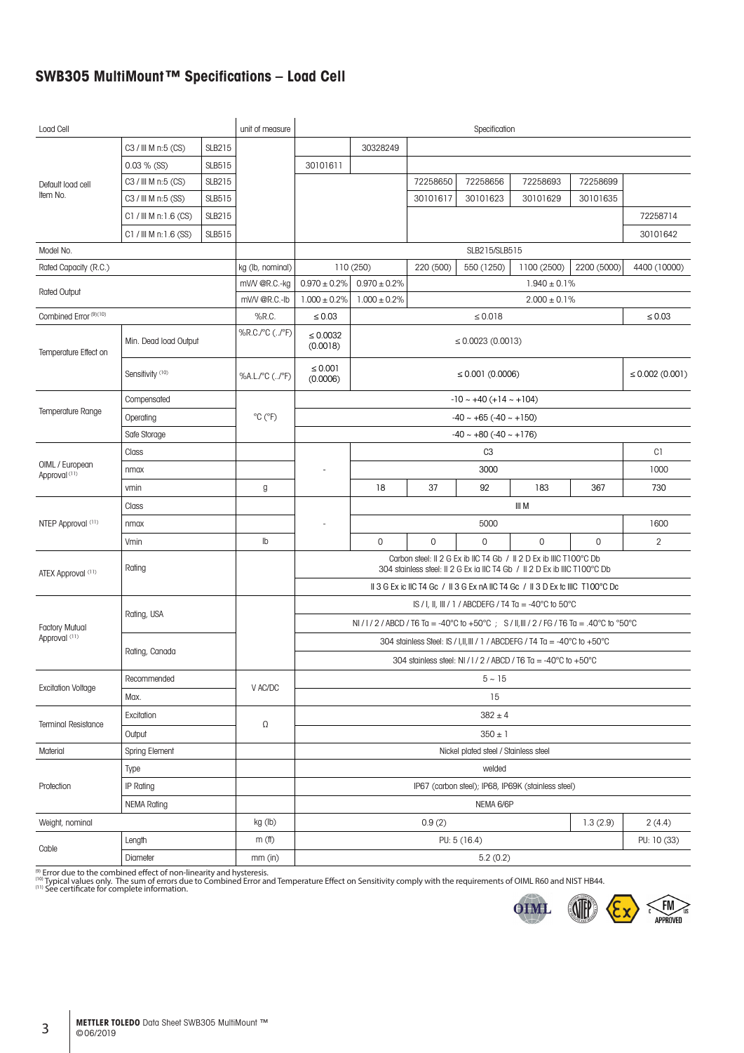## SWB305 MultiMount™ Specifications – Load Cell

| Load Cell | | | unit of measure | Specification | | | | | | |
|---|---|---|---|---|---|---|---|---|---|---|
| Default load cell Item No. | C3 / III M n:5 (CS) | SLB215 | | | 30328249 | | | | | |
| | 0.03 % (SS) | SLB515 | | 30101611 | | | | | | |
| | C3 / III M n:5 (CS) | SLB215 | | | | 72258650 | 72258656 | 72258693 | 72258699 | |
| | C3 / III M n:5 (SS) | SLB515 | | | | 30101617 | 30101623 | 30101629 | 30101635 | |
| | C1 / III M n:1.6 (CS) | SLB215 | | | | | | | | 72258714 |
| | C1 / III M n:1.6 (SS) | SLB515 | | | | | | | | 30101642 |
| Model No. | | | | SLB215/SLB515 | | | | | | |
| Rated Capacity (R.C.) | | | kg (lb, nominal) | 110 (250) | | 220 (500) | 550 (1250) | 1100 (2500) | 2200 (5000) | 4400 (10000) |
| Rated Output | | | mV/V @R.C.-kg | 0.970 ± 0.2% | 0.970 ± 0.2% | 1.940 ± 0.1% | | | | |
| | | | mV/V @R.C.-lb | 1.000 ± 0.2% | 1.000 ± 0.2% | 2.000 ± 0.1% | | | | |
| Combined Error [9][10] | | | %R.C. | ≤ 0.03 | ≤ 0.018 | | | | | ≤ 0.03 |
| Temperature Effect on | Min. Dead load Output | | %R.C./°C (../°F) | ≤ 0.0032 (0.0018) | ≤ 0.0023 (0.0013) | | | | | |
| | Sensitivity [10] | | %A.L./°C (../°F) | ≤ 0.001 (0.0006) | ≤ 0.001 (0.0006) | | | | | ≤ 0.002 (0.001) |
| Temperature Range | Compensated | | °C (°F) | -10 ~ +40 (+14 ~ +104) | | | | | | |
| | Operating | | | -40 ~ +65 (-40 ~ +150) | | | | | | |
| | Safe Storage | | | -40 ~ +80 (-40 ~ +176) | | | | | | |
| OIML / European Approval [11] | Class | | | - | C3 | | | | | C1 |
| | nmax | | | | 3000 | | | | | 1000 |
| | vmin | | g | | 18 | 37 | 92 | 183 | 367 | 730 |
| NTEP Approval [11] | Class | | | - | III M | | | | | |
| | nmax | | | | 5000 | | | | | 1600 |
| | Vmin | | lb | | 0 | 0 | 0 | 0 | 0 | 2 |
| ATEX Approval [11] | Rating | | | Carbon steel: II 2 G Ex ib IIC T4 Gb / II 2 D Ex ib IIIC T100°C Db<br>304 stainless steel: II 2 G Ex ia IIC T4 Gb / II 2 D Ex ib IIIC T100°C Db | | | | | | |
| | | | | II 3 G Ex ic IIC T4 Gc / II 3 G Ex nA IIC T4 Gc / II 3 D Ex tc IIIC T100°C Dc | | | | | | |
| Factory Mutual Approval [11] | Rating, USA | | | IS / I, II, III / 1 / ABCDEFG / T4 Ta = -40°C to 50°C | | | | | | |
| | | | | NI / I / 2 / ABCD / T6 Ta = -40°C to +50°C ; S / II,III / 2 / FG / T6 Ta = .40°C to °50°C | | | | | | |
| | Rating, Canada | | | 304 stainless Steel: IS / I,II,III / 1 / ABCDEFG / T4 Ta = -40°C to +50°C | | | | | | |
| | | | | 304 stainless steel: NI / I / 2 / ABCD / T6 Ta = -40°C to +50°C | | | | | | |
| Excitation Voltage | Recommended | | V AC/DC | 5 ~ 15 | | | | | | |
| | Max. | | | 15 | | | | | | |
| Terminal Resistance | Excitation | | Ω | 382 ± 4 | | | | | | |
| | Output | | | 350 ± 1 | | | | | | |
| Material | Spring Element | | | Nickel plated steel / Stainless steel | | | | | | |
| Protection | Type | | | welded | | | | | | |
| | IP Rating | | | IP67 (carbon steel); IP68, IP69K (stainless steel) | | | | | | |
| | NEMA Rating | | | NEMA 6/6P | | | | | | |
| Weight, nominal | | | kg (lb) | 0.9 (2) | | | | | 1.3 (2.9) | 2 (4.4) |
| Cable | Length | | m (ft) | PU: 5 (16.4) | | | | | | PU: 10 (33) |
| | Diameter | | mm (in) | 5.2 (0.2) | | | | | | |

[9] Error due to the combined effect of non-linearity and hysteresis.
[10] Typical values only. The sum of errors due to Combined Error and Temperature Effect on Sensitivity comply with the requirements of OIML R60 and NIST HB44.
[11] See certificate for complete information.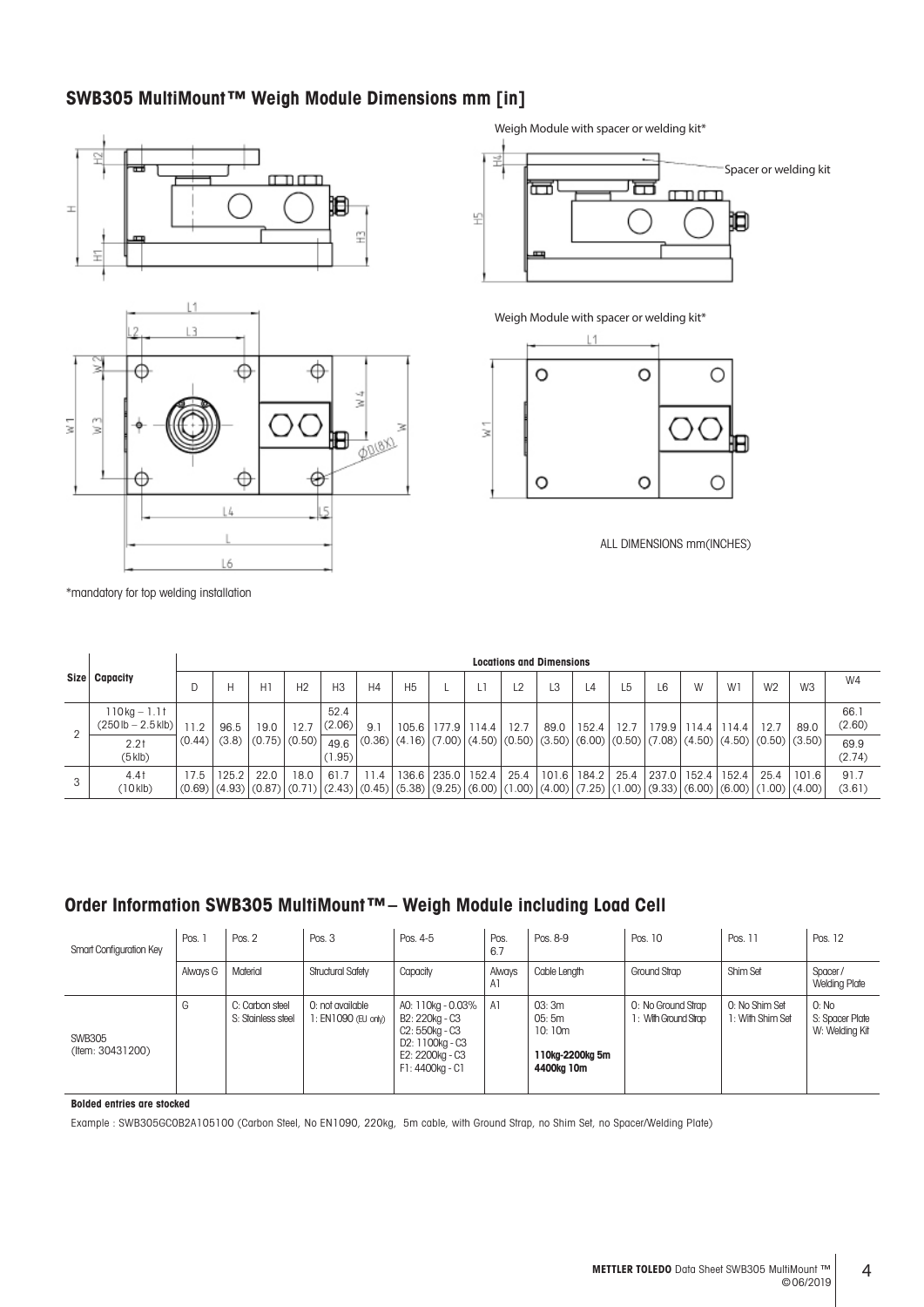## SWB305 MultiMount™ Weigh Module Dimensions mm [in]

Weigh Module with spacer or welding kit*

Spacer or welding kit

Weigh Module with spacer or welding kit*

ALL DIMENSIONS mm(INCHES)

*mandatory for top welding installation

| Size | Capacity | D | H | H1 | H2 | H3 | H4 | H5 | L | L1 | L2 | L3 | L4 | L5 | L6 | W | W1 | W2 | W3 | W4 |
|---|---|---|---|---|---|---|---|---|---|---|---|---|---|---|---|---|---|---|---|---|
| 2 | 110kg – 1.1t (250lb – 2.5klb) | 11.2 (0.44) | 96.5 (3.8) | 19.0 (0.75) | 12.7 (0.50) | 52.4 (2.06) | 9.1 (0.36) | 105.6 (4.16) | 177.9 (7.00) | 114.4 (4.50) | 12.7 (0.50) | 89.0 (3.50) | 152.4 (6.00) | 12.7 (0.50) | 179.9 (7.08) | 114.4 (4.50) | 114.4 (4.50) | 12.7 (0.50) | 89.0 (3.50) | 66.1 (2.60) |
| | 2.2t (5klb) | | | | | 49.6 (1.95) | | | | | | | | | | | | | | 69.9 (2.74) |
| 3 | 4.4t (10klb) | 17.5 (0.69) | 125.2 (4.93) | 22.0 (0.87) | 18.0 (0.71) | 61.7 (2.43) | 11.4 (0.45) | 136.6 (5.38) | 235.0 (9.25) | 152.4 (6.00) | 25.4 (1.00) | 101.6 (4.00) | 184.2 (7.25) | 25.4 (1.00) | 237.0 (9.33) | 152.4 (6.00) | 152.4 (6.00) | 25.4 (1.00) | 101.6 (4.00) | 91.7 (3.61) |

## Order Information SWB305 MultiMount™ – Weigh Module including Load Cell

| Smart Configuration Key | Pos. 1 | Pos. 2 | Pos. 3 | Pos. 4-5 | Pos. 6.7 | Pos. 8-9 | Pos. 10 | Pos. 11 | Pos. 12 |
|---|---|---|---|---|---|---|---|---|---|
| | Always G | Material | Structural Safety | Capacity | Always A1 | Cable Length | Ground Strap | Shim Set | Spacer / Welding Plate |
| SWB305 (Item: 30431200) | G | C: Carbon steel<br>S: Stainless steel | 0: not available<br>1: EN1090 (EU only) | A0: 110kg - 0.03%<br>B2: 220kg - C3<br>C2: 550kg - C3<br>D2: 1100kg - C3<br>E2: 2200kg - C3<br>F1: 4400kg - C1 | A1 | 03: 3m<br>05: 5m<br>10: 10m<br>**110kg-2200kg 5m**<br>**4400kg 10m** | 0: No Ground Strap<br>1: With Ground Strap | 0: No Shim Set<br>1: With Shim Set | 0: No<br>S: Spacer Plate<br>W: Welding Kit |

**Bolded entries are stocked**

Example : SWB305GC0B2A105100 (Carbon Steel, No EN1090, 220kg, 5m cable, with Ground Strap, no Shim Set, no Spacer/Welding Plate)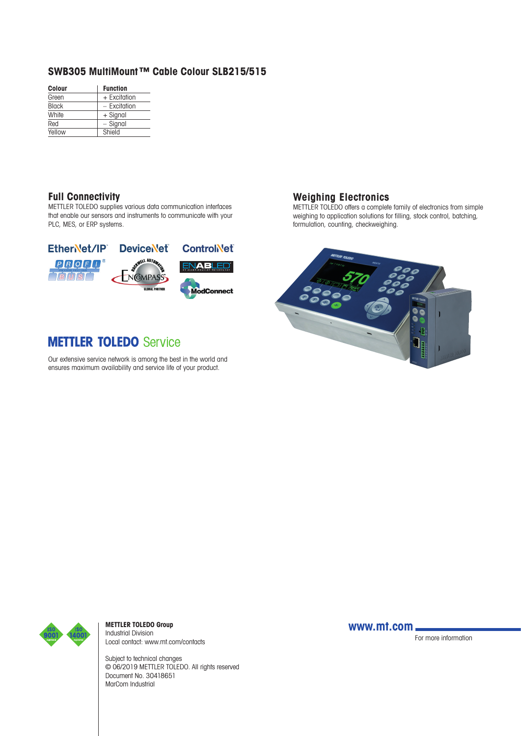## SWB305 MultiMount™ Cable Colour SLB215/515

| Colour | Function |
|---|---|
| Green | + Excitation |
| Black | – Excitation |
| White | + Signal |
| Red | – Signal |
| Yellow | Shield |

## Full Connectivity

METTLER TOLEDO supplies various data communication interfaces that enable our sensors and instruments to communicate with your PLC, MES, or ERP systems.

## Weighing Electronics

METTLER TOLEDO offers a complete family of electronics from simple weighing to application solutions for filling, stock control, batching, formulation, counting, checkweighing.

## METTLER TOLEDO Service

Our extensive service network is among the best in the world and ensures maximum availability and service life of your product.

**METTLER TOLEDO Group**
Industrial Division
Local contact: www.mt.com/contacts

Subject to technical changes
© 06/2019 METTLER TOLEDO. All rights reserved
Document No. 30418651
MarCom Industrial

**www.mt.com**
For more information